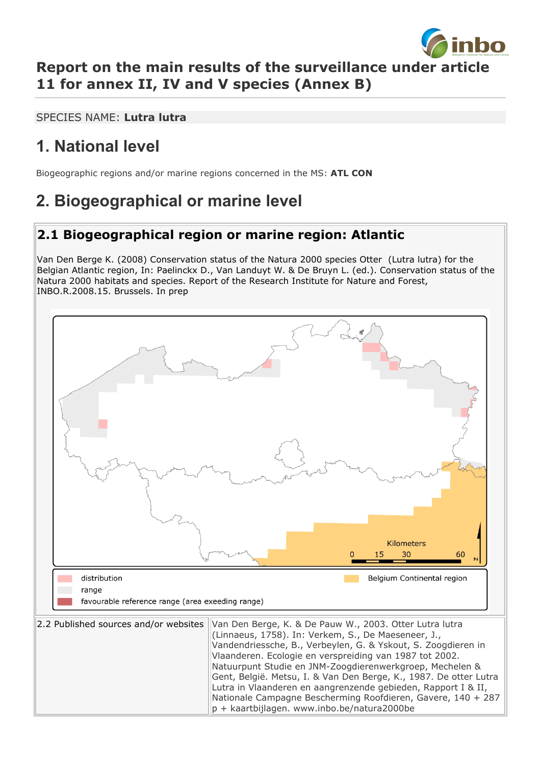# Report on the main results of the surveillance under article 11 for annex II, IV and V species (Annex B)

SPECIES NAME: **Lutra lutra**

## 1. National level

Biogeographic regions and/or marine regions concerned in the MS: **ATL CON**

## 2. Biogeographical or marine level

### 2.1 Biogeographical region or marine region: Atlantic

Van Den Berge K. (2008) Conservation status of the Natura 2000 species Otter (Lutra lutra) for the Belgian Atlantic region, In: Paelinckx D., Van Landuyt W. & De Bruyn L. (ed.). Conservation status of the Natura 2000 habitats and species. Report of the Research Institute for Nature and Forest, INBO.R.2008.15. Brussels. In prep

Kilometers
0 15 30 60

distribution
range
favourable reference range (area exeeding range)
Belgium Continental region

| 2.2 Published sources and/or websites | Van Den Berge, K. & De Pauw W., 2003. Otter Lutra lutra (Linnaeus, 1758). In: Verkem, S., De Maeseneer, J., Vandendriessche, B., Verbeylen, G. & Yskout, S. Zoogdieren in Vlaanderen. Ecologie en verspreiding van 1987 tot 2002. Natuurpunt Studie en JNM-Zoogdierenwerkgroep, Mechelen & Gent, België. Metsu, I. & Van Den Berge, K., 1987. De otter Lutra Lutra in Vlaanderen en aangrenzende gebieden, Rapport I & II, Nationale Campagne Bescherming Roofdieren, Gavere, 140 + 287 p + kaartbijlagen. www.inbo.be/natura2000be |
|---|---|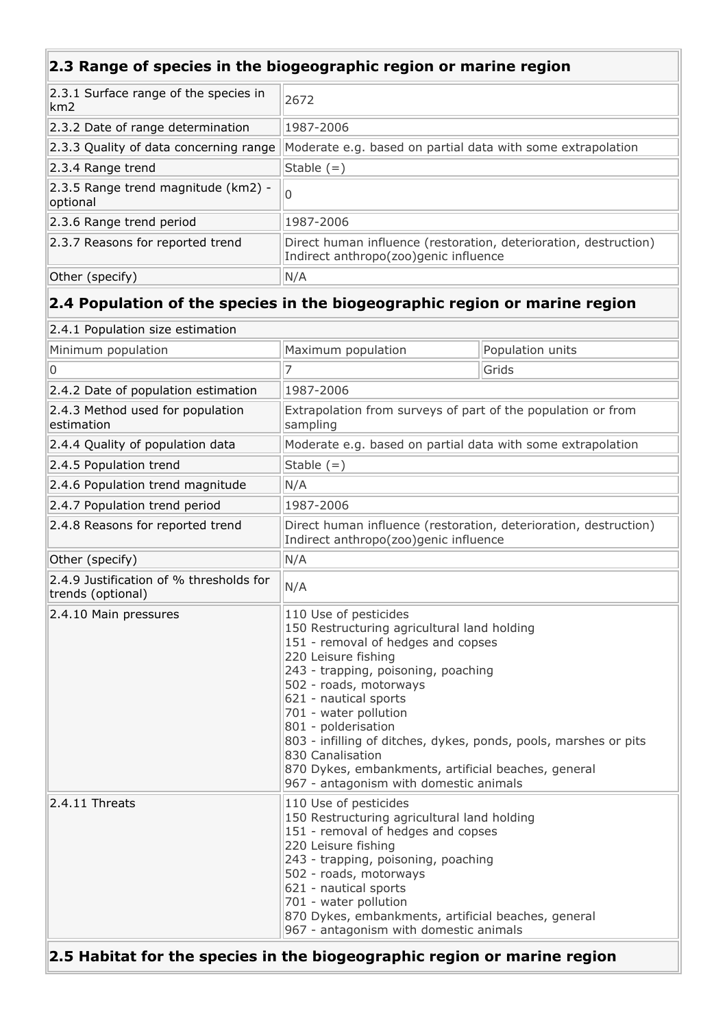## 2.3 Range of species in the biogeographic region or marine region

| | |
|---|---|
| 2.3.1 Surface range of the species in km2 | 2672 |
| 2.3.2 Date of range determination | 1987-2006 |
| 2.3.3 Quality of data concerning range | Moderate e.g. based on partial data with some extrapolation |
| 2.3.4 Range trend | Stable (=) |
| 2.3.5 Range trend magnitude (km2) - optional | 0 |
| 2.3.6 Range trend period | 1987-2006 |
| 2.3.7 Reasons for reported trend | Direct human influence (restoration, deterioration, destruction)<br>Indirect anthropo(zoo)genic influence |
| Other (specify) | N/A |

## 2.4 Population of the species in the biogeographic region or marine region

| 2.4.1 Population size estimation | | |
|---|---|---|
| Minimum population | Maximum population | Population units |
| 0 | 7 | Grids |
| 2.4.2 Date of population estimation | 1987-2006 | |
| 2.4.3 Method used for population estimation | Extrapolation from surveys of part of the population or from sampling | |
| 2.4.4 Quality of population data | Moderate e.g. based on partial data with some extrapolation | |
| 2.4.5 Population trend | Stable (=) | |
| 2.4.6 Population trend magnitude | N/A | |
| 2.4.7 Population trend period | 1987-2006 | |
| 2.4.8 Reasons for reported trend | Direct human influence (restoration, deterioration, destruction)<br>Indirect anthropo(zoo)genic influence | |
| Other (specify) | N/A | |
| 2.4.9 Justification of % thresholds for trends (optional) | N/A | |
| 2.4.10 Main pressures | 110 Use of pesticides<br>150 Restructuring agricultural land holding<br>151 - removal of hedges and copses<br>220 Leisure fishing<br>243 - trapping, poisoning, poaching<br>502 - roads, motorways<br>621 - nautical sports<br>701 - water pollution<br>801 - polderisation<br>803 - infilling of ditches, dykes, ponds, pools, marshes or pits<br>830 Canalisation<br>870 Dykes, embankments, artificial beaches, general<br>967 - antagonism with domestic animals | |
| 2.4.11 Threats | 110 Use of pesticides<br>150 Restructuring agricultural land holding<br>151 - removal of hedges and copses<br>220 Leisure fishing<br>243 - trapping, poisoning, poaching<br>502 - roads, motorways<br>621 - nautical sports<br>701 - water pollution<br>870 Dykes, embankments, artificial beaches, general<br>967 - antagonism with domestic animals | |

## 2.5 Habitat for the species in the biogeographic region or marine region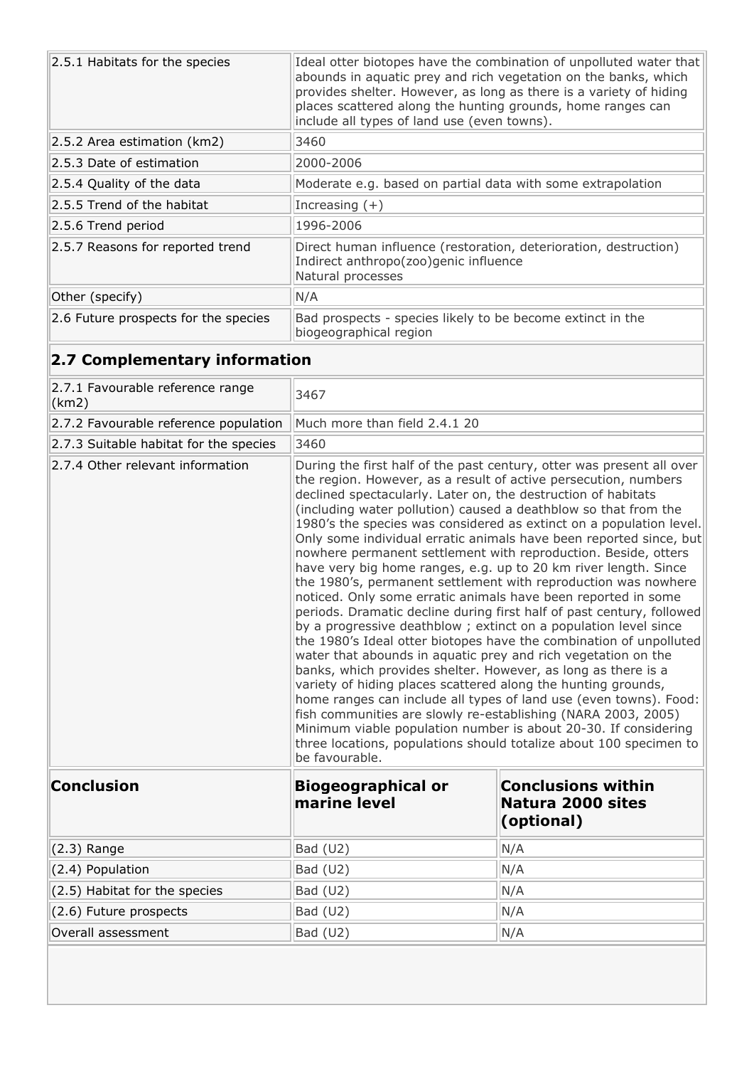| | |
|---|---|
| 2.5.1 Habitats for the species | Ideal otter biotopes have the combination of unpolluted water that abounds in aquatic prey and rich vegetation on the banks, which provides shelter. However, as long as there is a variety of hiding places scattered along the hunting grounds, home ranges can include all types of land use (even towns). |
| 2.5.2 Area estimation (km2) | 3460 |
| 2.5.3 Date of estimation | 2000-2006 |
| 2.5.4 Quality of the data | Moderate e.g. based on partial data with some extrapolation |
| 2.5.5 Trend of the habitat | Increasing (+) |
| 2.5.6 Trend period | 1996-2006 |
| 2.5.7 Reasons for reported trend | Direct human influence (restoration, deterioration, destruction)<br>Indirect anthropo(zoo)genic influence<br>Natural processes |
| Other (specify) | N/A |
| 2.6 Future prospects for the species | Bad prospects - species likely to be become extinct in the biogeographical region |

## 2.7 Complementary information

| | |
|---|---|
| 2.7.1 Favourable reference range (km2) | 3467 |
| 2.7.2 Favourable reference population | Much more than field 2.4.1 20 |
| 2.7.3 Suitable habitat for the species | 3460 |
| 2.7.4 Other relevant information | During the first half of the past century, otter was present all over the region. However, as a result of active persecution, numbers declined spectacularly. Later on, the destruction of habitats (including water pollution) caused a deathblow so that from the 1980's the species was considered as extinct on a population level. Only some individual erratic animals have been reported since, but nowhere permanent settlement with reproduction. Beside, otters have very big home ranges, e.g. up to 20 km river length. Since the 1980's, permanent settlement with reproduction was nowhere noticed. Only some erratic animals have been reported in some periods. Dramatic decline during first half of past century, followed by a progressive deathblow ; extinct on a population level since the 1980's Ideal otter biotopes have the combination of unpolluted water that abounds in aquatic prey and rich vegetation on the banks, which provides shelter. However, as long as there is a variety of hiding places scattered along the hunting grounds, home ranges can include all types of land use (even towns). Food: fish communities are slowly re-establishing (NARA 2003, 2005) Minimum viable population number is about 20-30. If considering three locations, populations should totalize about 100 specimen to be favourable. |

| Conclusion | Biogeographical or marine level | Conclusions within Natura 2000 sites (optional) |
|---|---|---|
| (2.3) Range | Bad (U2) | N/A |
| (2.4) Population | Bad (U2) | N/A |
| (2.5) Habitat for the species | Bad (U2) | N/A |
| (2.6) Future prospects | Bad (U2) | N/A |
| Overall assessment | Bad (U2) | N/A |